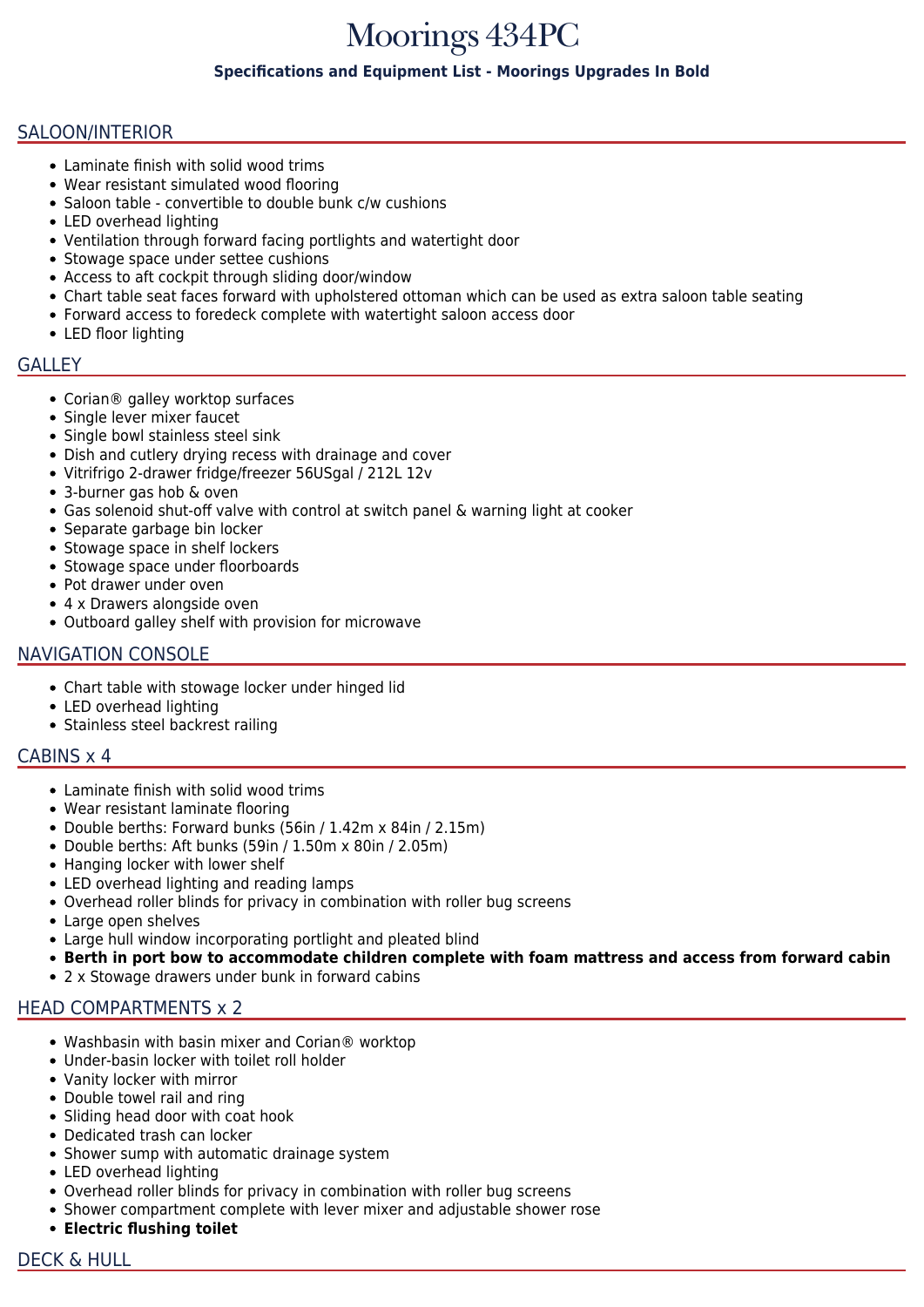# Moorings 434PC

**Specifications and Equipment List - Moorings Upgrades In Bold**

## SALOON/INTERIOR

- Laminate finish with solid wood trims
- Wear resistant simulated wood flooring
- Saloon table - convertible to double bunk c/w cushions
- LED overhead lighting
- Ventilation through forward facing portlights and watertight door
- Stowage space under settee cushions
- Access to aft cockpit through sliding door/window
- Chart table seat faces forward with upholstered ottoman which can be used as extra saloon table seating
- Forward access to foredeck complete with watertight saloon access door
- LED floor lighting

## GALLEY

- Corian® galley worktop surfaces
- Single lever mixer faucet
- Single bowl stainless steel sink
- Dish and cutlery drying recess with drainage and cover
- Vitrifrigo 2-drawer fridge/freezer 56USgal / 212L 12v
- 3-burner gas hob & oven
- Gas solenoid shut-off valve with control at switch panel & warning light at cooker
- Separate garbage bin locker
- Stowage space in shelf lockers
- Stowage space under floorboards
- Pot drawer under oven
- 4 x Drawers alongside oven
- Outboard galley shelf with provision for microwave

## NAVIGATION CONSOLE

- Chart table with stowage locker under hinged lid
- LED overhead lighting
- Stainless steel backrest railing

## CABINS x 4

- Laminate finish with solid wood trims
- Wear resistant laminate flooring
- Double berths: Forward bunks (56in / 1.42m x 84in / 2.15m)
- Double berths: Aft bunks (59in / 1.50m x 80in / 2.05m)
- Hanging locker with lower shelf
- LED overhead lighting and reading lamps
- Overhead roller blinds for privacy in combination with roller bug screens
- Large open shelves
- Large hull window incorporating portlight and pleated blind
- **Berth in port bow to accommodate children complete with foam mattress and access from forward cabin**
- 2 x Stowage drawers under bunk in forward cabins

## HEAD COMPARTMENTS x 2

- Washbasin with basin mixer and Corian® worktop
- Under-basin locker with toilet roll holder
- Vanity locker with mirror
- Double towel rail and ring
- Sliding head door with coat hook
- Dedicated trash can locker
- Shower sump with automatic drainage system
- LED overhead lighting
- Overhead roller blinds for privacy in combination with roller bug screens
- Shower compartment complete with lever mixer and adjustable shower rose
- **Electric flushing toilet**

## DECK & HULL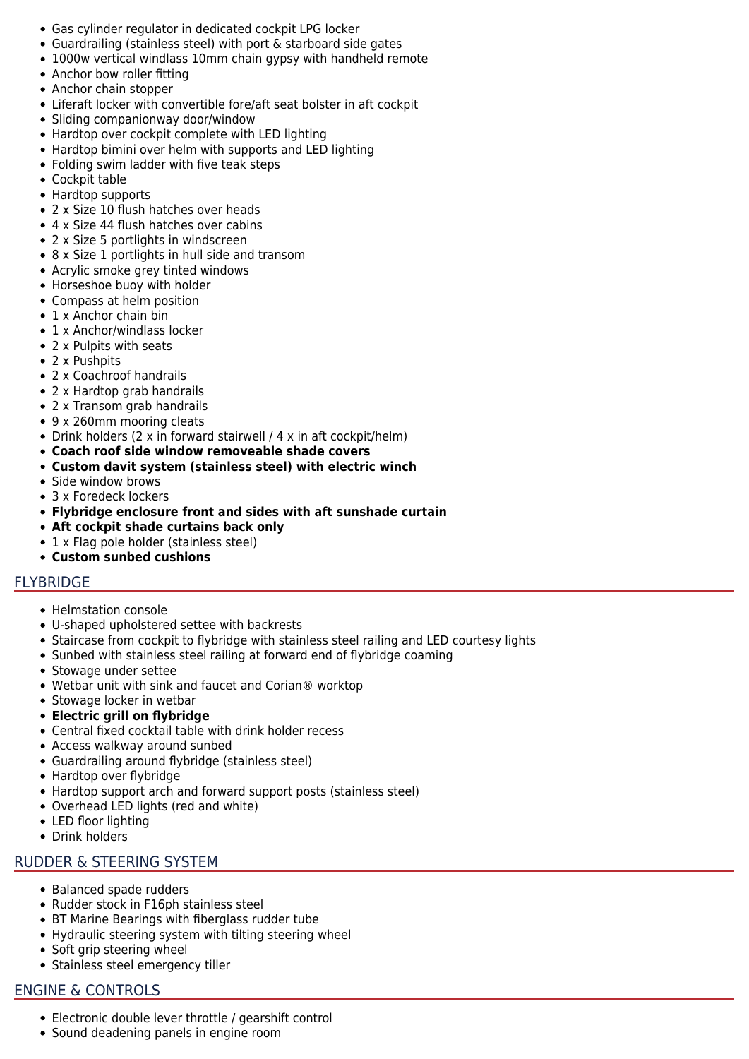- Gas cylinder regulator in dedicated cockpit LPG locker
- Guardrailing (stainless steel) with port & starboard side gates
- 1000w vertical windlass 10mm chain gypsy with handheld remote
- Anchor bow roller fitting
- Anchor chain stopper
- Liferaft locker with convertible fore/aft seat bolster in aft cockpit
- Sliding companionway door/window
- Hardtop over cockpit complete with LED lighting
- Hardtop bimini over helm with supports and LED lighting
- Folding swim ladder with five teak steps
- Cockpit table
- Hardtop supports
- 2 x Size 10 flush hatches over heads
- 4 x Size 44 flush hatches over cabins
- 2 x Size 5 portlights in windscreen
- 8 x Size 1 portlights in hull side and transom
- Acrylic smoke grey tinted windows
- Horseshoe buoy with holder
- Compass at helm position
- 1 x Anchor chain bin
- 1 x Anchor/windlass locker
- 2 x Pulpits with seats
- 2 x Pushpits
- 2 x Coachroof handrails
- 2 x Hardtop grab handrails
- 2 x Transom grab handrails
- 9 x 260mm mooring cleats
- Drink holders (2 x in forward stairwell / 4 x in aft cockpit/helm)
- **Coach roof side window removeable shade covers**
- **Custom davit system (stainless steel) with electric winch**
- Side window brows
- 3 x Foredeck lockers
- **Flybridge enclosure front and sides with aft sunshade curtain**
- **Aft cockpit shade curtains back only**
- 1 x Flag pole holder (stainless steel)
- **Custom sunbed cushions**

## FLYBRIDGE

- Helmstation console
- U-shaped upholstered settee with backrests
- Staircase from cockpit to flybridge with stainless steel railing and LED courtesy lights
- Sunbed with stainless steel railing at forward end of flybridge coaming
- Stowage under settee
- Wetbar unit with sink and faucet and Corian® worktop
- Stowage locker in wetbar
- **Electric grill on flybridge**
- Central fixed cocktail table with drink holder recess
- Access walkway around sunbed
- Guardrailing around flybridge (stainless steel)
- Hardtop over flybridge
- Hardtop support arch and forward support posts (stainless steel)
- Overhead LED lights (red and white)
- LED floor lighting
- Drink holders

## RUDDER & STEERING SYSTEM

- Balanced spade rudders
- Rudder stock in F16ph stainless steel
- BT Marine Bearings with fiberglass rudder tube
- Hydraulic steering system with tilting steering wheel
- Soft grip steering wheel
- Stainless steel emergency tiller

## ENGINE & CONTROLS

- Electronic double lever throttle / gearshift control
- Sound deadening panels in engine room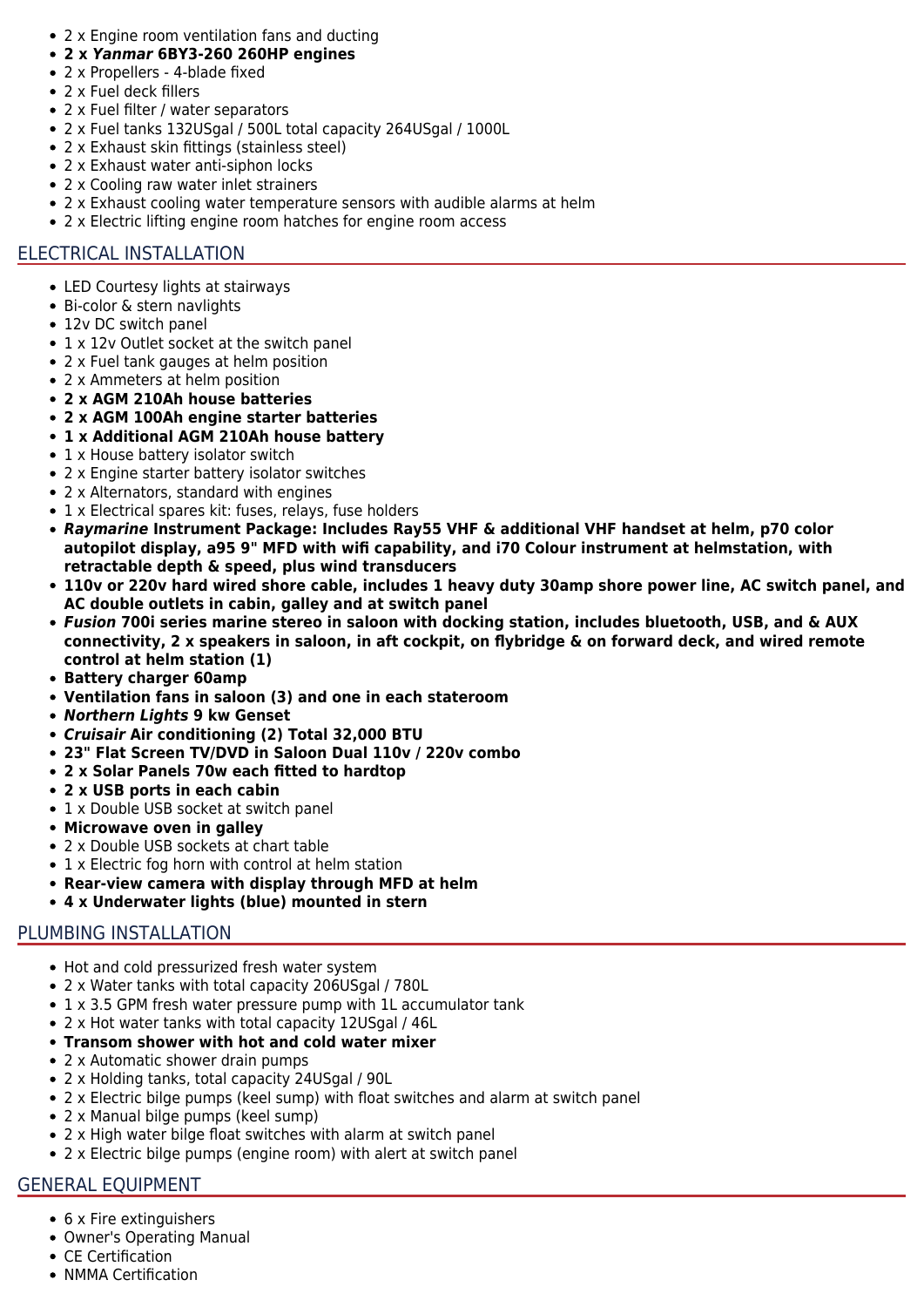- 2 x Engine room ventilation fans and ducting
- **2 x *Yanmar* 6BY3-260 260HP engines**
- 2 x Propellers - 4-blade fixed
- 2 x Fuel deck fillers
- 2 x Fuel filter / water separators
- 2 x Fuel tanks 132USgal / 500L total capacity 264USgal / 1000L
- 2 x Exhaust skin fittings (stainless steel)
- 2 x Exhaust water anti-siphon locks
- 2 x Cooling raw water inlet strainers
- 2 x Exhaust cooling water temperature sensors with audible alarms at helm
- 2 x Electric lifting engine room hatches for engine room access

## ELECTRICAL INSTALLATION

- LED Courtesy lights at stairways
- Bi-color & stern navlights
- 12v DC switch panel
- 1 x 12v Outlet socket at the switch panel
- 2 x Fuel tank gauges at helm position
- 2 x Ammeters at helm position
- **2 x AGM 210Ah house batteries**
- **2 x AGM 100Ah engine starter batteries**
- **1 x Additional AGM 210Ah house battery**
- 1 x House battery isolator switch
- 2 x Engine starter battery isolator switches
- 2 x Alternators, standard with engines
- 1 x Electrical spares kit: fuses, relays, fuse holders
- ***Raymarine* Instrument Package: Includes Ray55 VHF & additional VHF handset at helm, p70 color autopilot display, a95 9" MFD with wifi capability, and i70 Colour instrument at helmstation, with retractable depth & speed, plus wind transducers**
- **110v or 220v hard wired shore cable, includes 1 heavy duty 30amp shore power line, AC switch panel, and AC double outlets in cabin, galley and at switch panel**
- ***Fusion* 700i series marine stereo in saloon with docking station, includes bluetooth, USB, and & AUX connectivity, 2 x speakers in saloon, in aft cockpit, on flybridge & on forward deck, and wired remote control at helm station (1)**
- **Battery charger 60amp**
- **Ventilation fans in saloon (3) and one in each stateroom**
- ***Northern Lights* 9 kw Genset**
- ***Cruisair* Air conditioning (2) Total 32,000 BTU**
- **23" Flat Screen TV/DVD in Saloon Dual 110v / 220v combo**
- **2 x Solar Panels 70w each fitted to hardtop**
- **2 x USB ports in each cabin**
- 1 x Double USB socket at switch panel
- **Microwave oven in galley**
- 2 x Double USB sockets at chart table
- 1 x Electric fog horn with control at helm station
- **Rear-view camera with display through MFD at helm**
- **4 x Underwater lights (blue) mounted in stern**

## PLUMBING INSTALLATION

- Hot and cold pressurized fresh water system
- 2 x Water tanks with total capacity 206USgal / 780L
- 1 x 3.5 GPM fresh water pressure pump with 1L accumulator tank
- 2 x Hot water tanks with total capacity 12USgal / 46L
- **Transom shower with hot and cold water mixer**
- 2 x Automatic shower drain pumps
- 2 x Holding tanks, total capacity 24USgal / 90L
- 2 x Electric bilge pumps (keel sump) with float switches and alarm at switch panel
- 2 x Manual bilge pumps (keel sump)
- 2 x High water bilge float switches with alarm at switch panel
- 2 x Electric bilge pumps (engine room) with alert at switch panel

## GENERAL EQUIPMENT

- 6 x Fire extinguishers
- Owner's Operating Manual
- CE Certification
- NMMA Certification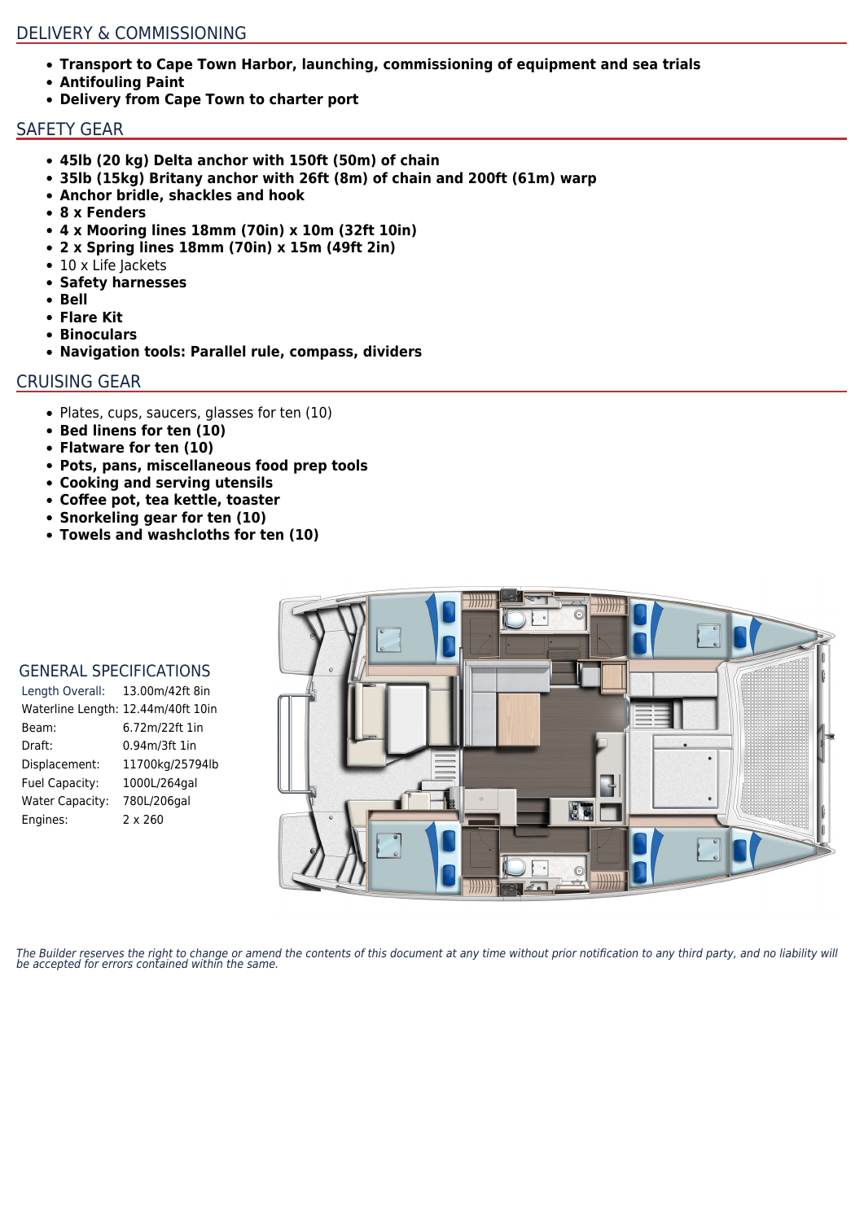## DELIVERY & COMMISSIONING

- **Transport to Cape Town Harbor, launching, commissioning of equipment and sea trials**
- **Antifouling Paint**
- **Delivery from Cape Town to charter port**

## SAFETY GEAR

- **45lb (20 kg) Delta anchor with 150ft (50m) of chain**
- **35lb (15kg) Britany anchor with 26ft (8m) of chain and 200ft (61m) warp**
- **Anchor bridle, shackles and hook**
- **8 x Fenders**
- **4 x Mooring lines 18mm (70in) x 10m (32ft 10in)**
- **2 x Spring lines 18mm (70in) x 15m (49ft 2in)**
- 10 x Life Jackets
- **Safety harnesses**
- **Bell**
- **Flare Kit**
- **Binoculars**
- **Navigation tools: Parallel rule, compass, dividers**

## CRUISING GEAR

- Plates, cups, saucers, glasses for ten (10)
- **Bed linens for ten (10)**
- **Flatware for ten (10)**
- **Pots, pans, miscellaneous food prep tools**
- **Cooking and serving utensils**
- **Coffee pot, tea kettle, toaster**
- **Snorkeling gear for ten (10)**
- **Towels and washcloths for ten (10)**

## GENERAL SPECIFICATIONS

| | |
|---|---|
| Length Overall: | 13.00m/42ft 8in |
| Waterline Length: | 12.44m/40ft 10in |
| Beam: | 6.72m/22ft 1in |
| Draft: | 0.94m/3ft 1in |
| Displacement: | 11700kg/25794lb |
| Fuel Capacity: | 1000L/264gal |
| Water Capacity: | 780L/206gal |
| Engines: | 2 x 260 |

*The Builder reserves the right to change or amend the contents of this document at any time without prior notification to any third party, and no liability will be accepted for errors contained within the same.*